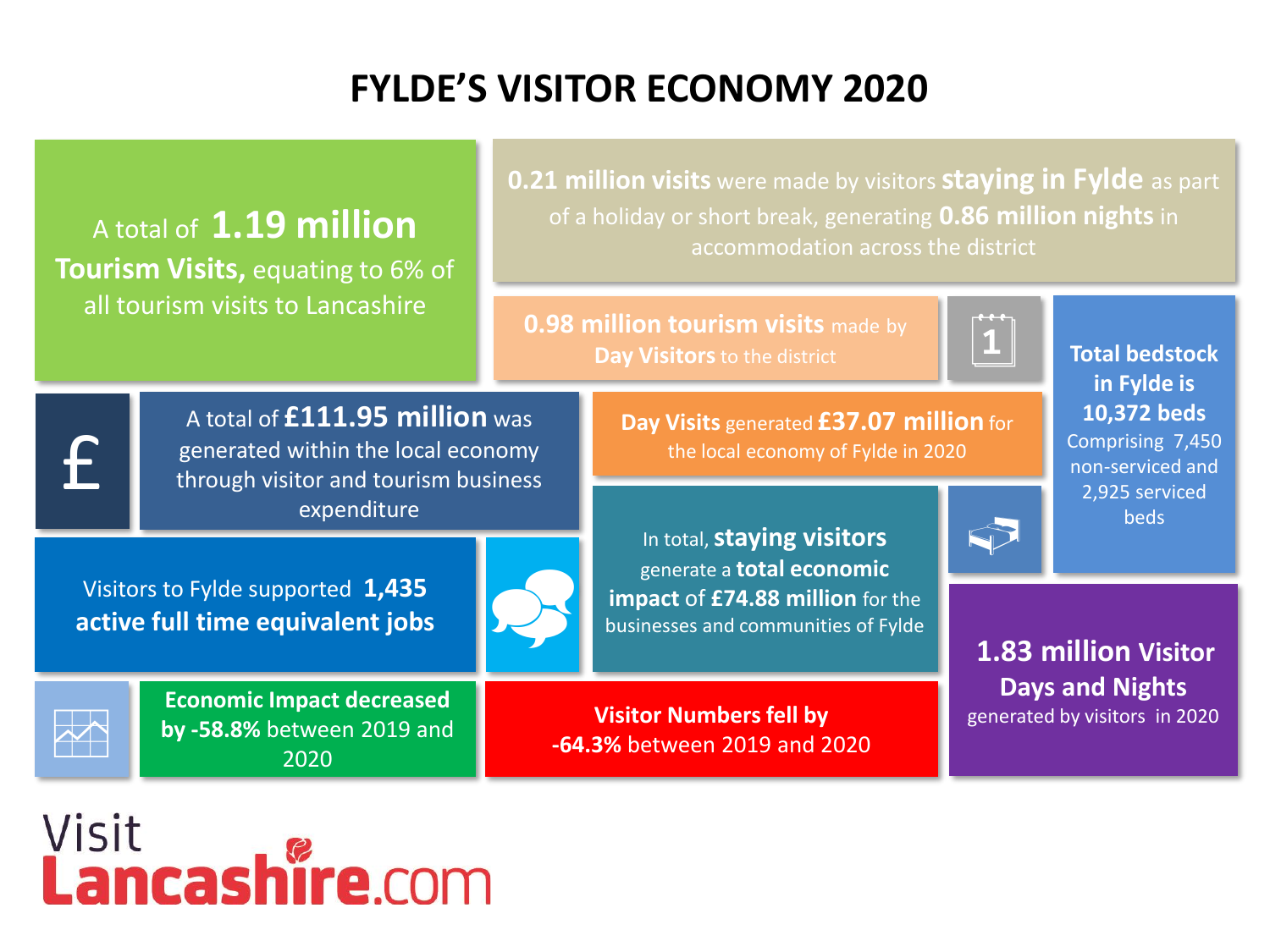# FYLDE'S VISITOR ECONOMY 2020

A total of **1.19 million Tourism Visits,** equating to 6% of all tourism visits to Lancashire

**0.21 million visits** were made by visitors **staying in Fylde** as part of a holiday or short break, generating **0.86 million nights** in accommodation across the district

**0.98 million tourism visits** made by **Day Visitors** to the district

**Total bedstock in Fylde is 10,372 beds**
Comprising 7,450 non-serviced and 2,925 serviced beds

A total of **£111.95 million** was generated within the local economy through visitor and tourism business expenditure

**Day Visits** generated **£37.07 million** for the local economy of Fylde in 2020

Visitors to Fylde supported **1,435 active full time equivalent jobs**

In total, **staying visitors** generate a **total economic impact** of **£74.88 million** for the businesses and communities of Fylde

**1.83 million Visitor Days and Nights** generated by visitors in 2020

**Economic Impact decreased by -58.8%** between 2019 and 2020

**Visitor Numbers fell by -64.3%** between 2019 and 2020

Visit Lancashire.com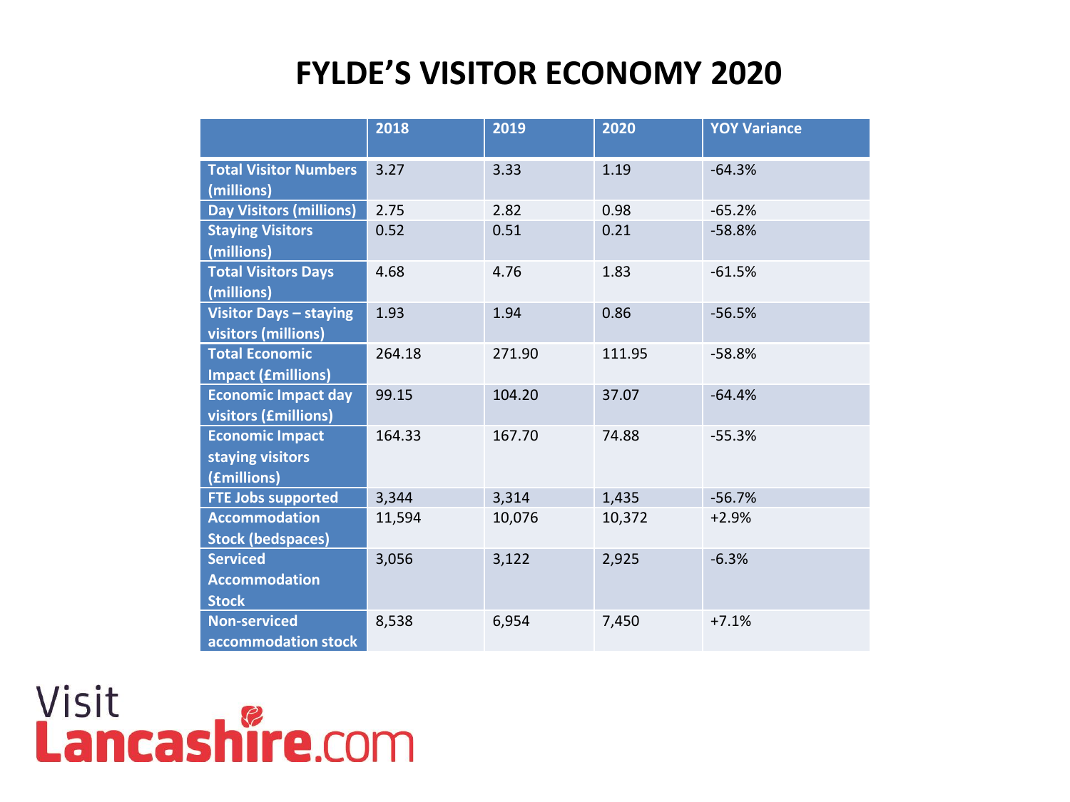# FYLDE'S VISITOR ECONOMY 2020

| | 2018 | 2019 | 2020 | YOY Variance |
|---|---|---|---|---|
| **Total Visitor Numbers (millions)** | 3.27 | 3.33 | 1.19 | -64.3% |
| **Day Visitors (millions)** | 2.75 | 2.82 | 0.98 | -65.2% |
| **Staying Visitors (millions)** | 0.52 | 0.51 | 0.21 | -58.8% |
| **Total Visitors Days (millions)** | 4.68 | 4.76 | 1.83 | -61.5% |
| **Visitor Days – staying visitors (millions)** | 1.93 | 1.94 | 0.86 | -56.5% |
| **Total Economic Impact (£millions)** | 264.18 | 271.90 | 111.95 | -58.8% |
| **Economic Impact day visitors (£millions)** | 99.15 | 104.20 | 37.07 | -64.4% |
| **Economic Impact staying visitors (£millions)** | 164.33 | 167.70 | 74.88 | -55.3% |
| **FTE Jobs supported** | 3,344 | 3,314 | 1,435 | -56.7% |
| **Accommodation Stock (bedspaces)** | 11,594 | 10,076 | 10,372 | +2.9% |
| **Serviced Accommodation Stock** | 3,056 | 3,122 | 2,925 | -6.3% |
| **Non-serviced accommodation stock** | 8,538 | 6,954 | 7,450 | +7.1% |

Visit Lancashire.com